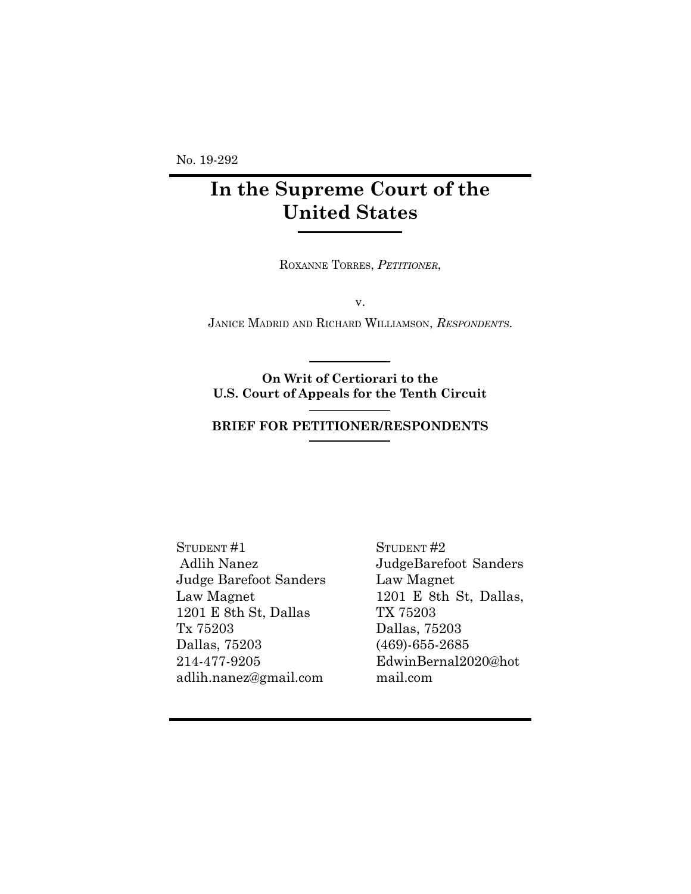No. 19-292

# In the Supreme Court of the United States

ROXANNE TORRES, *PETITIONER*,

v.

JANICE MADRID AND RICHARD WILLIAMSON, *RESPONDENTS*.

**On Writ of Certiorari to the U.S. Court of Appeals for the Tenth Circuit**

**BRIEF FOR PETITIONER/RESPONDENTS**

STUDENT #1
Adlih Nanez
Judge Barefoot Sanders
Law Magnet
1201 E 8th St, Dallas
Tx 75203
Dallas, 75203
214-477-9205
adlih.nanez@gmail.com

STUDENT #2
JudgeBarefoot Sanders
Law Magnet
1201 E 8th St, Dallas,
TX 75203
Dallas, 75203
(469)-655-2685
EdwinBernal2020@hotmail.com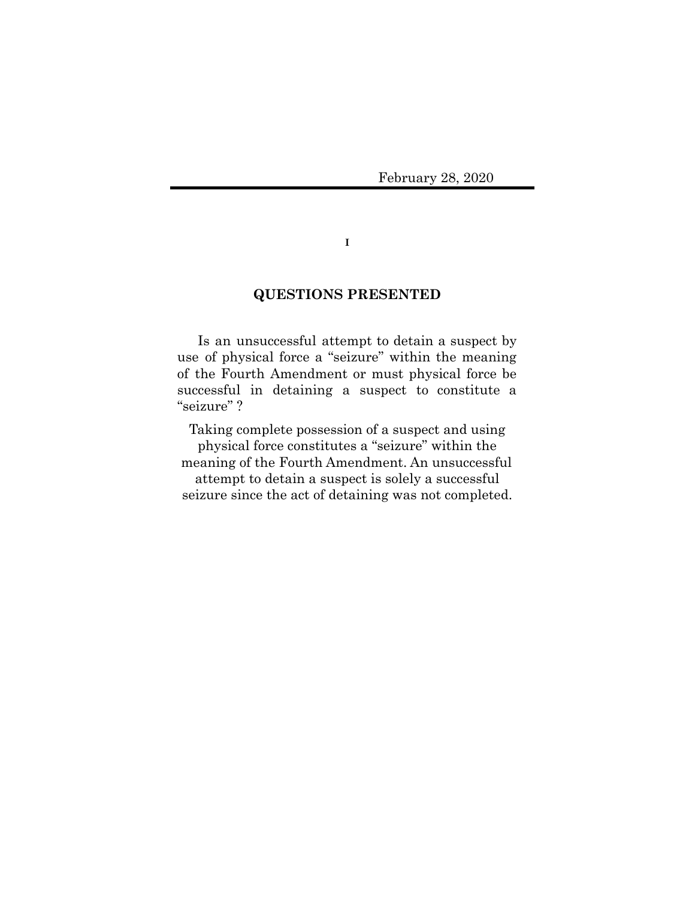February 28, 2020

## QUESTIONS PRESENTED

Is an unsuccessful attempt to detain a suspect by use of physical force a "seizure" within the meaning of the Fourth Amendment or must physical force be successful in detaining a suspect to constitute a "seizure" ?

Taking complete possession of a suspect and using physical force constitutes a "seizure" within the meaning of the Fourth Amendment. An unsuccessful attempt to detain a suspect is solely a successful seizure since the act of detaining was not completed.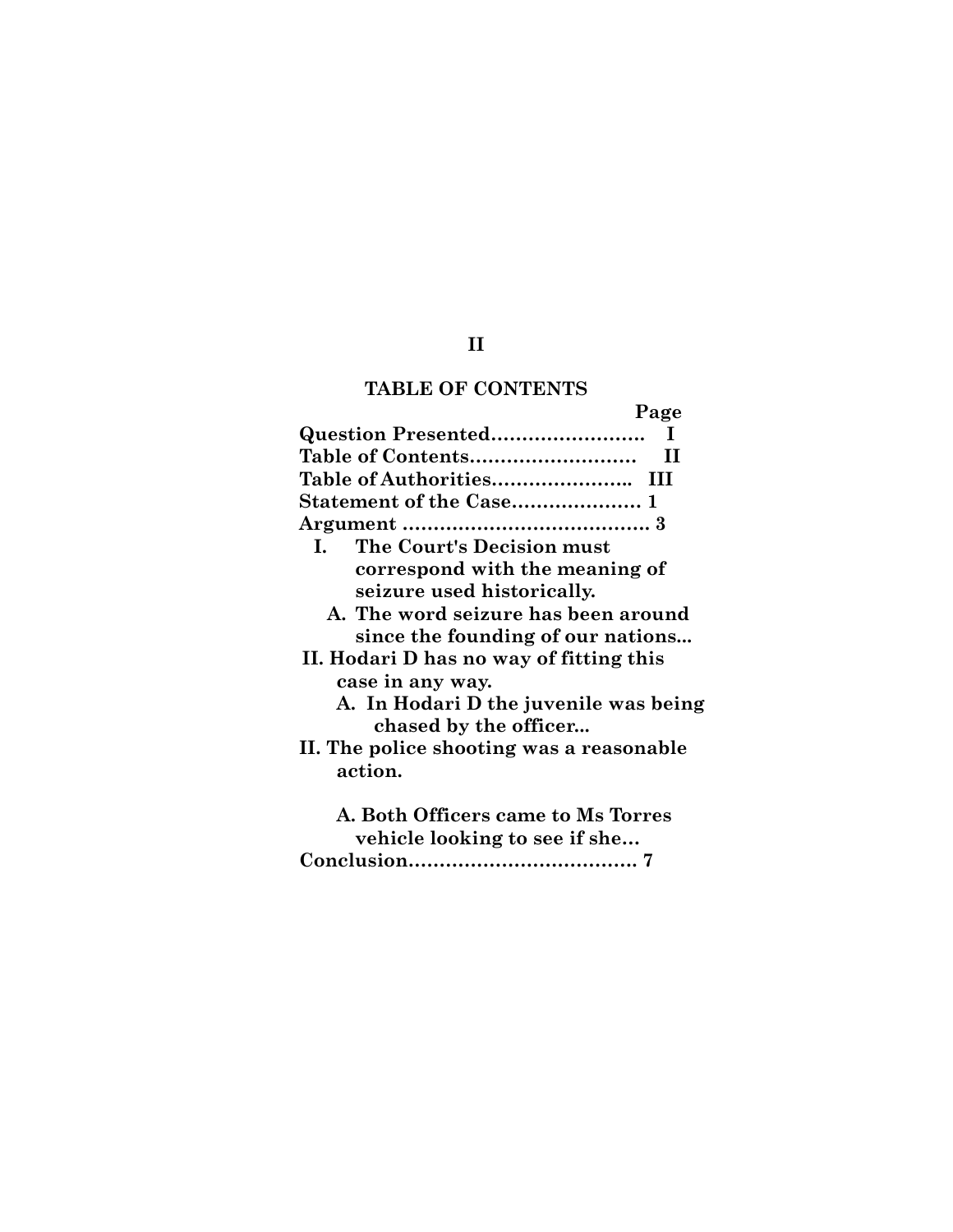## TABLE OF CONTENTS

| | Page |
|---|---|
| **Question Presented……………………** | **I** |
| **Table of Contents………………………** | **II** |
| **Table of Authorities…………………..** | **III** |
| **Statement of the Case…………………** | **1** |
| **Argument …………………………………** | **3** |
| **I. The Court's Decision must correspond with the meaning of seizure used historically.** | |
| **A. The word seizure has been around since the founding of our nations...** | |
| **II. Hodari D has no way of fitting this case in any way.** | |
| **A. In Hodari D the juvenile was being chased by the officer...** | |
| **II. The police shooting was a reasonable action.** | |
| **A. Both Officers came to Ms Torres vehicle looking to see if she…** | |
| **Conclusion………………………………** | **7** |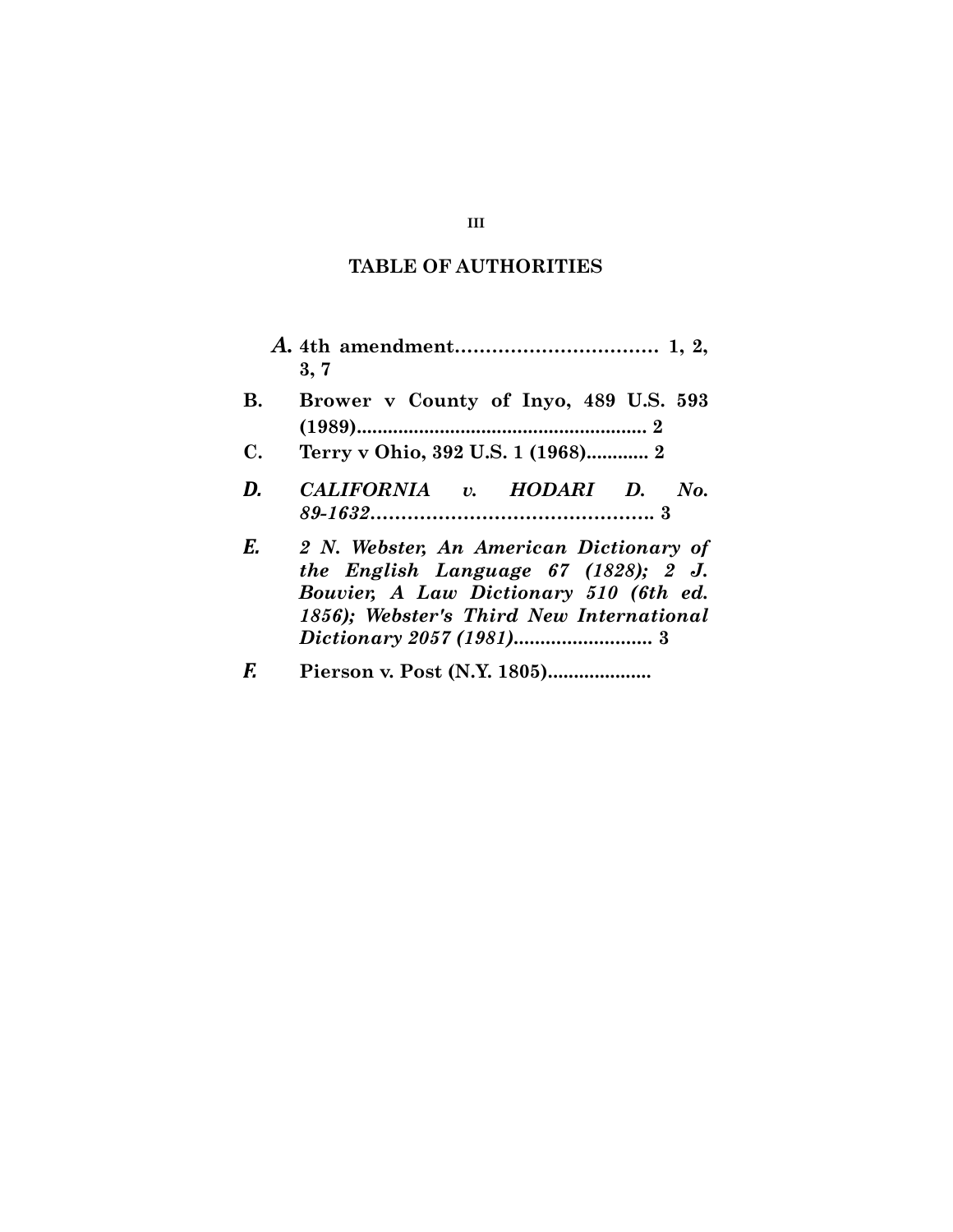## TABLE OF AUTHORITIES

***A.*** **4th amendment................................ 1, 2, 3, 7**

**B. Brower v County of Inyo, 489 U.S. 593 (1989)....................................................... 2**

**C. Terry v Ohio, 392 U.S. 1 (1968)............ 2**

***D. CALIFORNIA v. HODARI D. No. 89-1632*…………………………………….. 3**

***E. 2 N. Webster, An American Dictionary of the English Language 67 (1828); 2 J. Bouvier, A Law Dictionary 510 (6th ed. 1856); Webster's Third New International Dictionary 2057 (1981)*.......................... 3**

***F.*** **Pierson v. Post (N.Y. 1805)...................**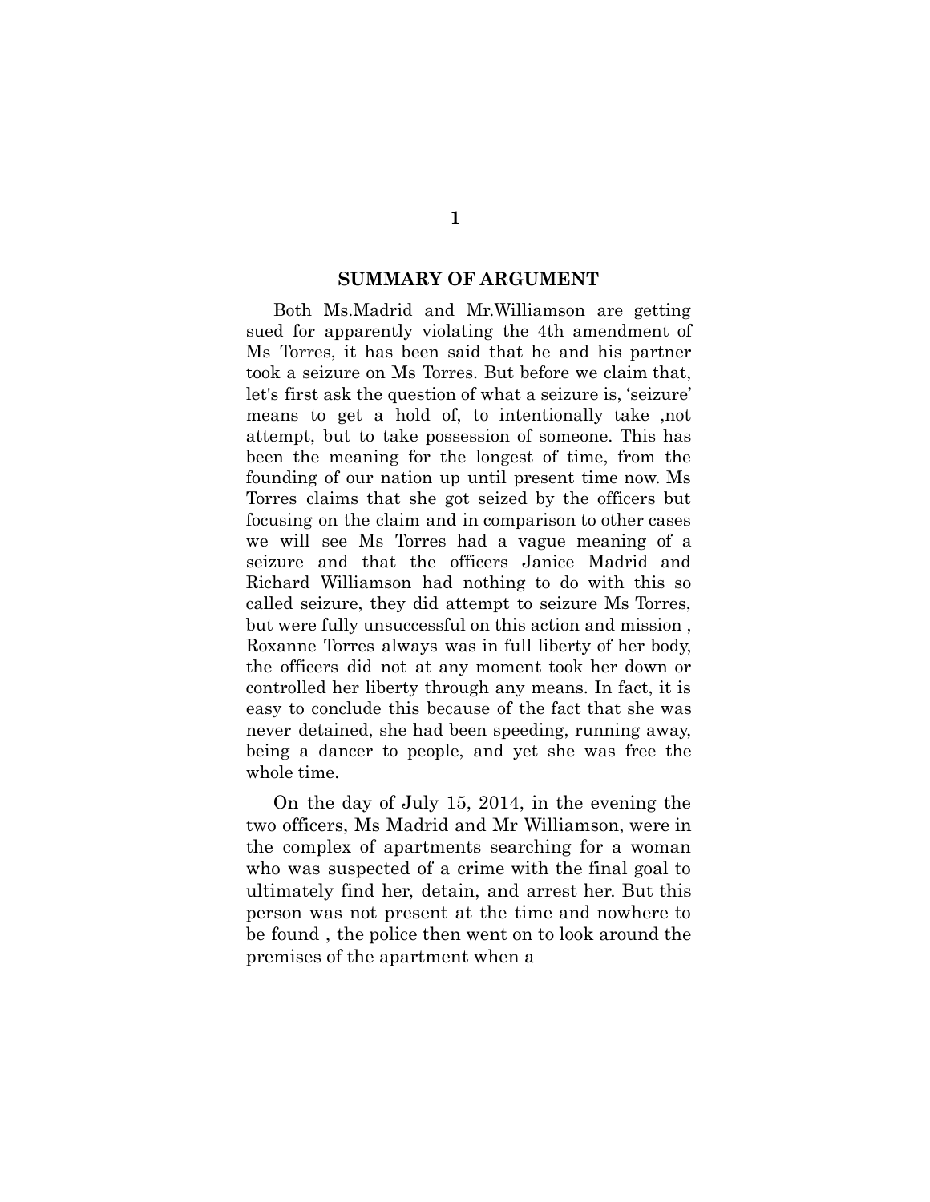## SUMMARY OF ARGUMENT

Both Ms.Madrid and Mr.Williamson are getting sued for apparently violating the 4th amendment of Ms Torres, it has been said that he and his partner took a seizure on Ms Torres. But before we claim that, let's first ask the question of what a seizure is, 'seizure' means to get a hold of, to intentionally take ,not attempt, but to take possession of someone. This has been the meaning for the longest of time, from the founding of our nation up until present time now. Ms Torres claims that she got seized by the officers but focusing on the claim and in comparison to other cases we will see Ms Torres had a vague meaning of a seizure and that the officers Janice Madrid and Richard Williamson had nothing to do with this so called seizure, they did attempt to seizure Ms Torres, but were fully unsuccessful on this action and mission , Roxanne Torres always was in full liberty of her body, the officers did not at any moment took her down or controlled her liberty through any means. In fact, it is easy to conclude this because of the fact that she was never detained, she had been speeding, running away, being a dancer to people, and yet she was free the whole time.

On the day of July 15, 2014, in the evening the two officers, Ms Madrid and Mr Williamson, were in the complex of apartments searching for a woman who was suspected of a crime with the final goal to ultimately find her, detain, and arrest her. But this person was not present at the time and nowhere to be found , the police then went on to look around the premises of the apartment when a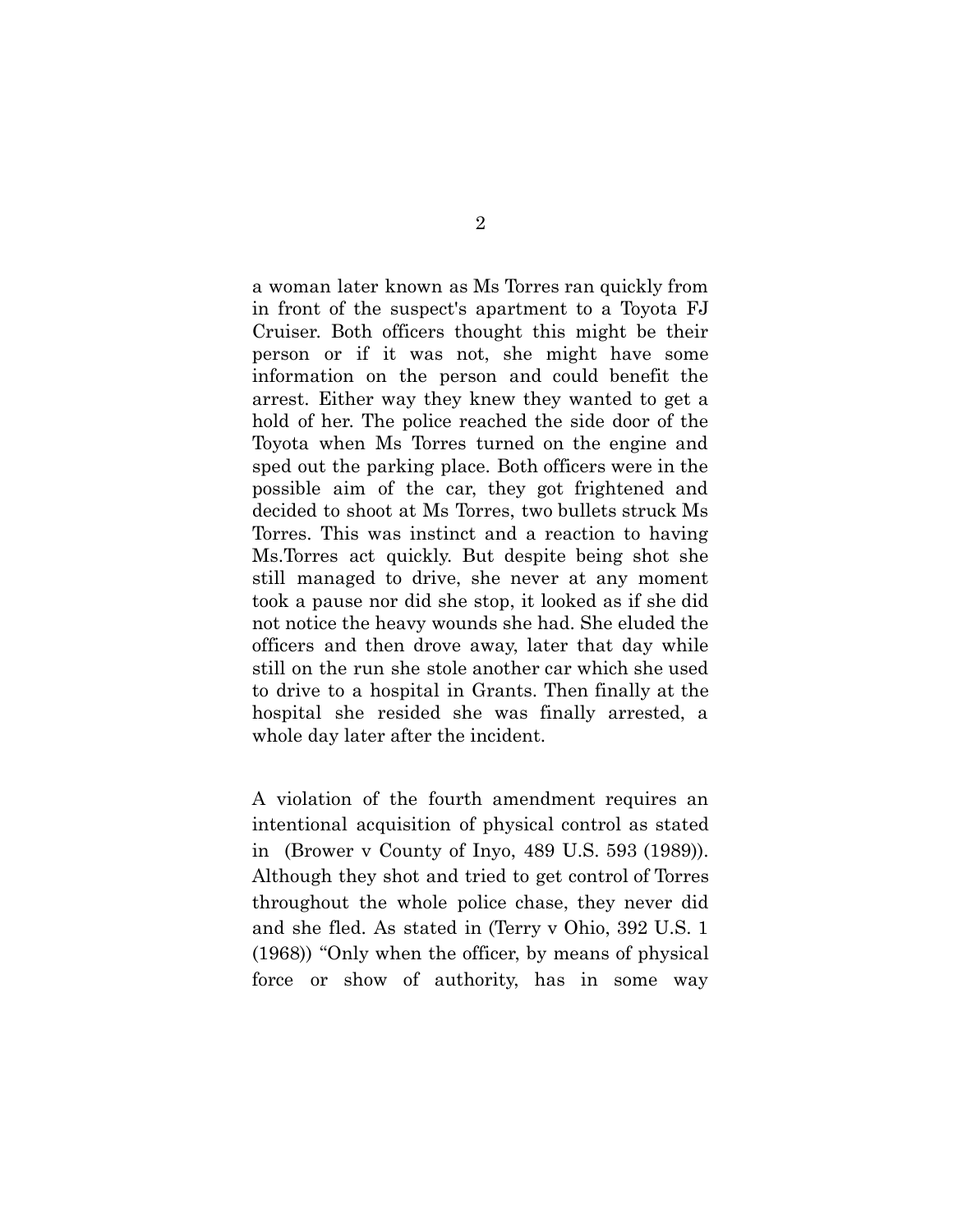a woman later known as Ms Torres ran quickly from in front of the suspect's apartment to a Toyota FJ Cruiser. Both officers thought this might be their person or if it was not, she might have some information on the person and could benefit the arrest. Either way they knew they wanted to get a hold of her. The police reached the side door of the Toyota when Ms Torres turned on the engine and sped out the parking place. Both officers were in the possible aim of the car, they got frightened and decided to shoot at Ms Torres, two bullets struck Ms Torres. This was instinct and a reaction to having Ms.Torres act quickly. But despite being shot she still managed to drive, she never at any moment took a pause nor did she stop, it looked as if she did not notice the heavy wounds she had. She eluded the officers and then drove away, later that day while still on the run she stole another car which she used to drive to a hospital in Grants. Then finally at the hospital she resided she was finally arrested, a whole day later after the incident.

A violation of the fourth amendment requires an intentional acquisition of physical control as stated in (Brower v County of Inyo, 489 U.S. 593 (1989)). Although they shot and tried to get control of Torres throughout the whole police chase, they never did and she fled. As stated in (Terry v Ohio, 392 U.S. 1 (1968)) "Only when the officer, by means of physical force or show of authority, has in some way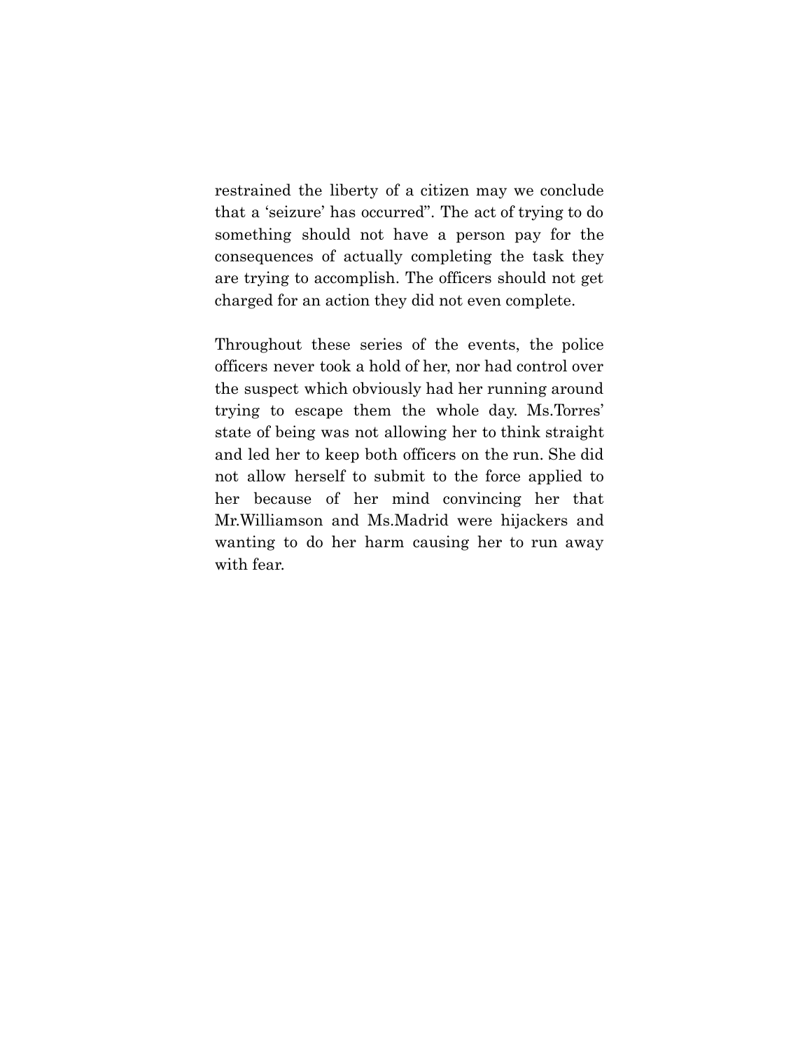restrained the liberty of a citizen may we conclude that a 'seizure' has occurred". The act of trying to do something should not have a person pay for the consequences of actually completing the task they are trying to accomplish. The officers should not get charged for an action they did not even complete.

Throughout these series of the events, the police officers never took a hold of her, nor had control over the suspect which obviously had her running around trying to escape them the whole day. Ms.Torres' state of being was not allowing her to think straight and led her to keep both officers on the run. She did not allow herself to submit to the force applied to her because of her mind convincing her that Mr.Williamson and Ms.Madrid were hijackers and wanting to do her harm causing her to run away with fear.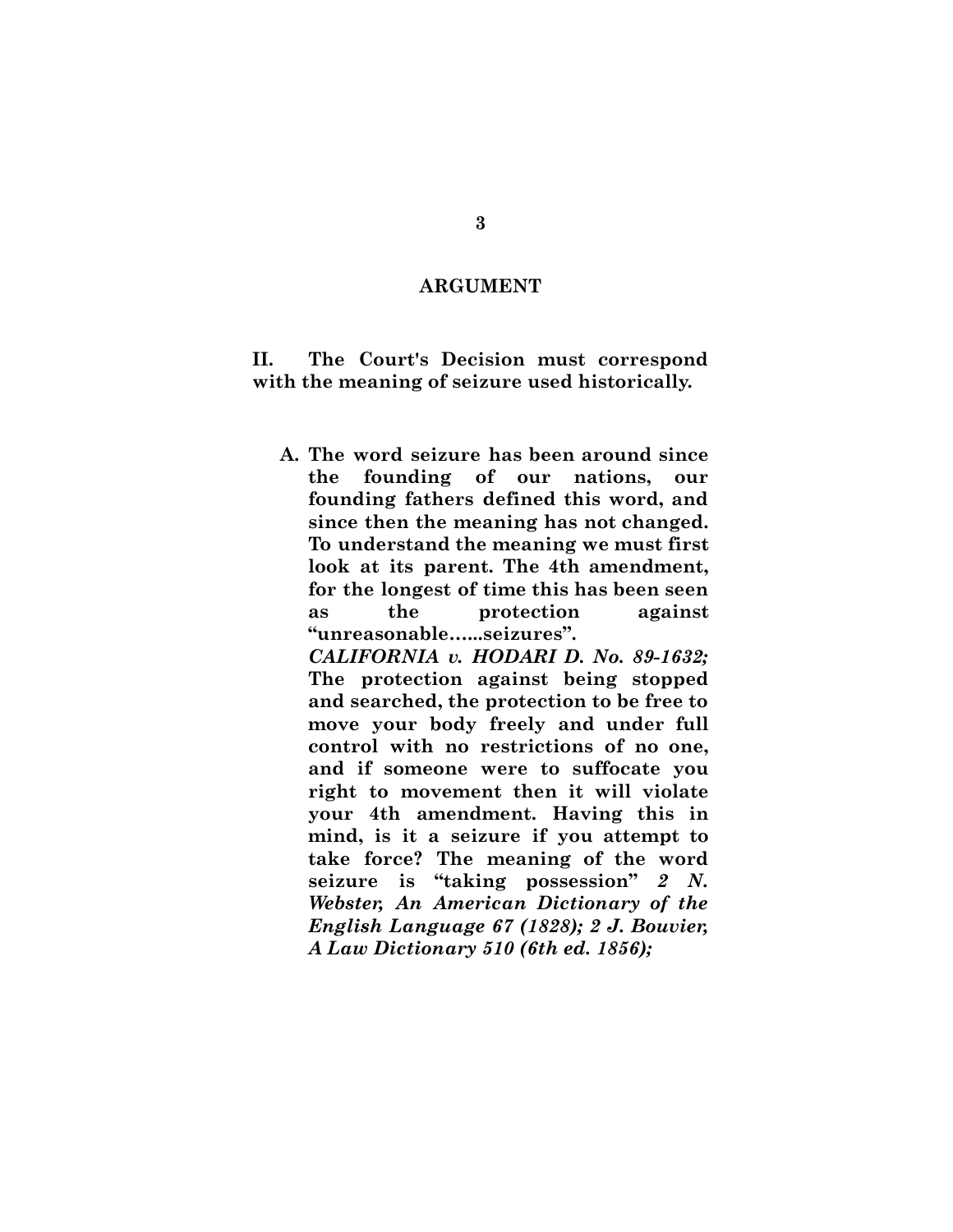## ARGUMENT

**II. The Court's Decision must correspond with the meaning of seizure used historically.**

**A. The word seizure has been around since the founding of our nations, our founding fathers defined this word, and since then the meaning has not changed. To understand the meaning we must first look at its parent. The 4th amendment, for the longest of time this has been seen as the protection against "unreasonable......seizures".** ***CALIFORNIA v. HODARI D. No. 89-1632;*** **The protection against being stopped and searched, the protection to be free to move your body freely and under full control with no restrictions of no one, and if someone were to suffocate you right to movement then it will violate your 4th amendment. Having this in mind, is it a seizure if you attempt to take force? The meaning of the word seizure is "taking possession"** ***2 N. Webster, An American Dictionary of the English Language 67 (1828); 2 J. Bouvier, A Law Dictionary 510 (6th ed. 1856);***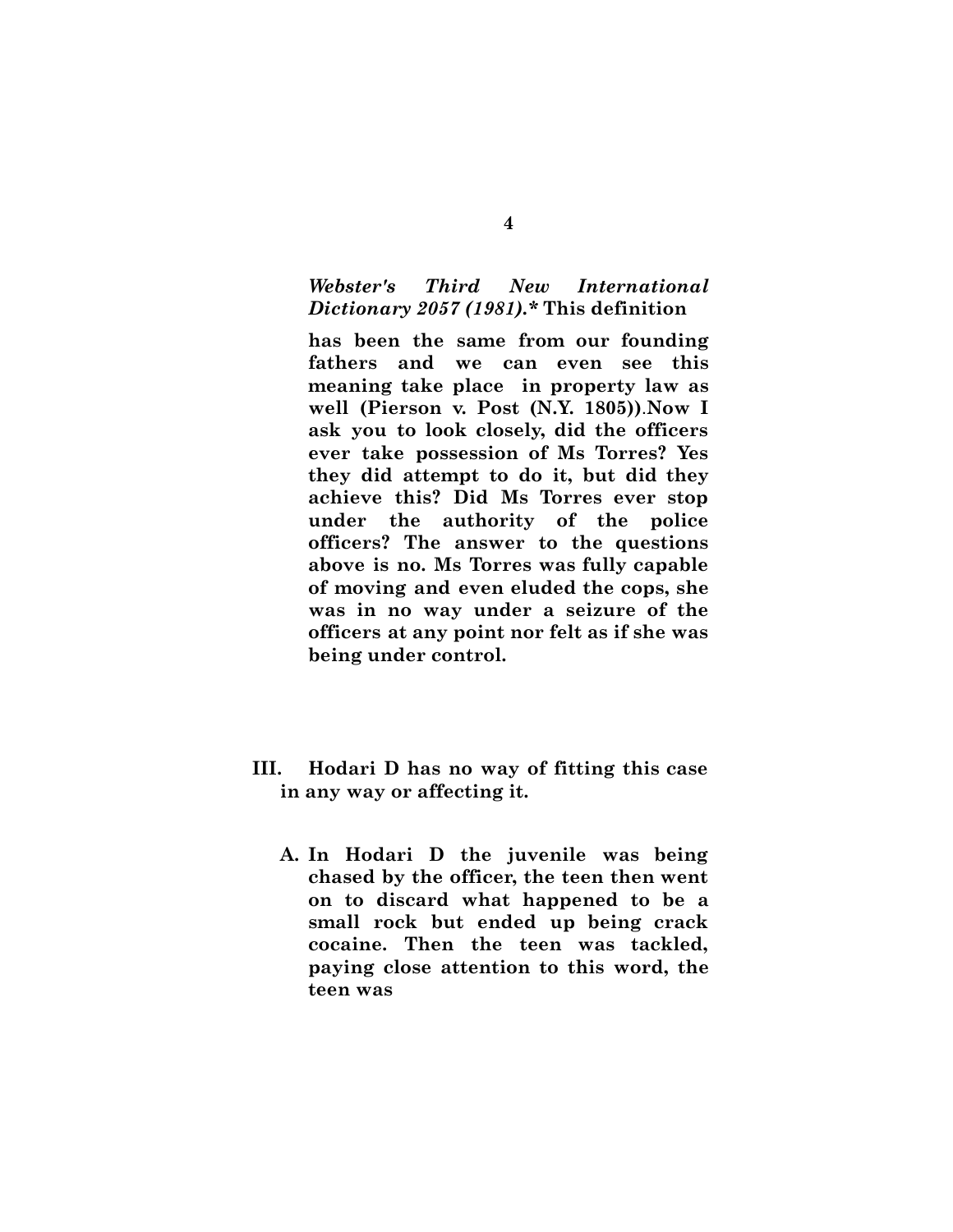***Webster's Third New International Dictionary 2057 (1981).\**** **This definition has been the same from our founding fathers and we can even see this meaning take place in property law as well (Pierson v. Post (N.Y. 1805)).Now I ask you to look closely, did the officers ever take possession of Ms Torres? Yes they did attempt to do it, but did they achieve this? Did Ms Torres ever stop under the authority of the police officers? The answer to the questions above is no. Ms Torres was fully capable of moving and even eluded the cops, she was in no way under a seizure of the officers at any point nor felt as if she was being under control.**

## III. Hodari D has no way of fitting this case in any way or affecting it.

**A. In Hodari D the juvenile was being chased by the officer, the teen then went on to discard what happened to be a small rock but ended up being crack cocaine. Then the teen was tackled, paying close attention to this word, the teen was**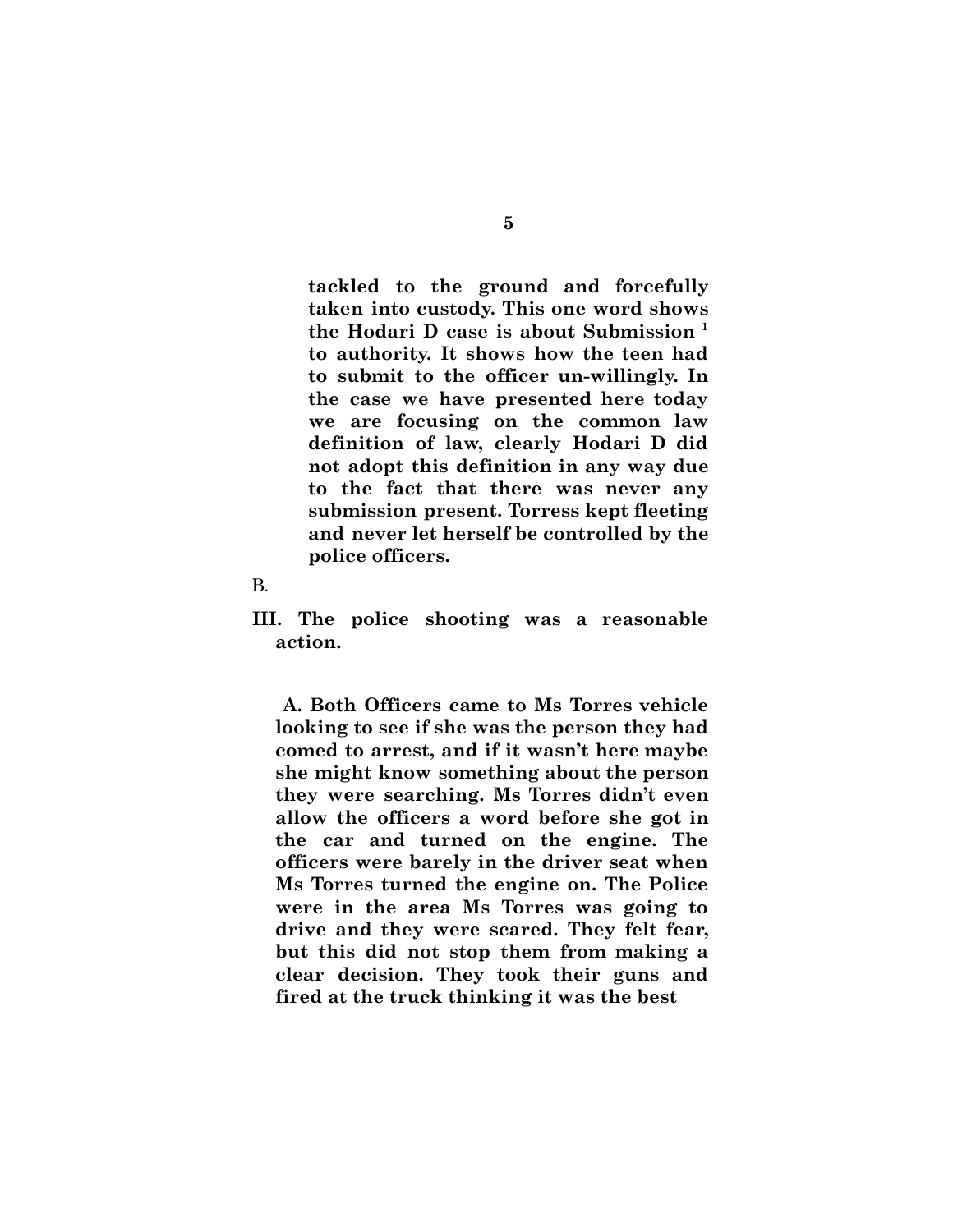**tackled to the ground and forcefully taken into custody. This one word shows the Hodari D case is about Submission [1] to authority. It shows how the teen had to submit to the officer un-willingly. In the case we have presented here today we are focusing on the common law definition of law, clearly Hodari D did not adopt this definition in any way due to the fact that there was never any submission present. Torress kept fleeting and never let herself be controlled by the police officers.**

B.

**III. The police shooting was a reasonable action.**

**A. Both Officers came to Ms Torres vehicle looking to see if she was the person they had comed to arrest, and if it wasn't here maybe she might know something about the person they were searching. Ms Torres didn't even allow the officers a word before she got in the car and turned on the engine. The officers were barely in the driver seat when Ms Torres turned the engine on. The Police were in the area Ms Torres was going to drive and they were scared. They felt fear, but this did not stop them from making a clear decision. They took their guns and fired at the truck thinking it was the best**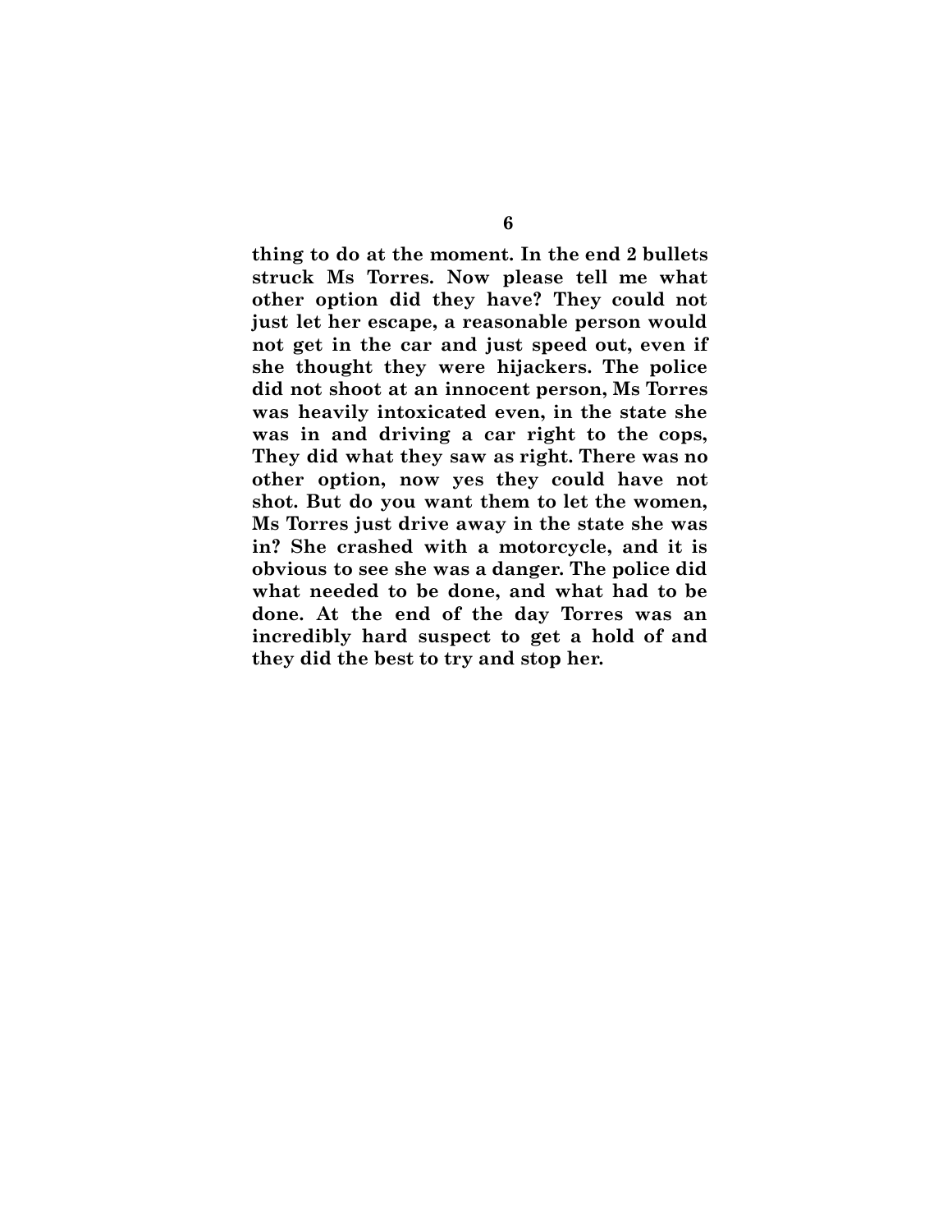**thing to do at the moment. In the end 2 bullets struck Ms Torres. Now please tell me what other option did they have? They could not just let her escape, a reasonable person would not get in the car and just speed out, even if she thought they were hijackers. The police did not shoot at an innocent person, Ms Torres was heavily intoxicated even, in the state she was in and driving a car right to the cops, They did what they saw as right. There was no other option, now yes they could have not shot. But do you want them to let the women, Ms Torres just drive away in the state she was in? She crashed with a motorcycle, and it is obvious to see she was a danger. The police did what needed to be done, and what had to be done. At the end of the day Torres was an incredibly hard suspect to get a hold of and they did the best to try and stop her.**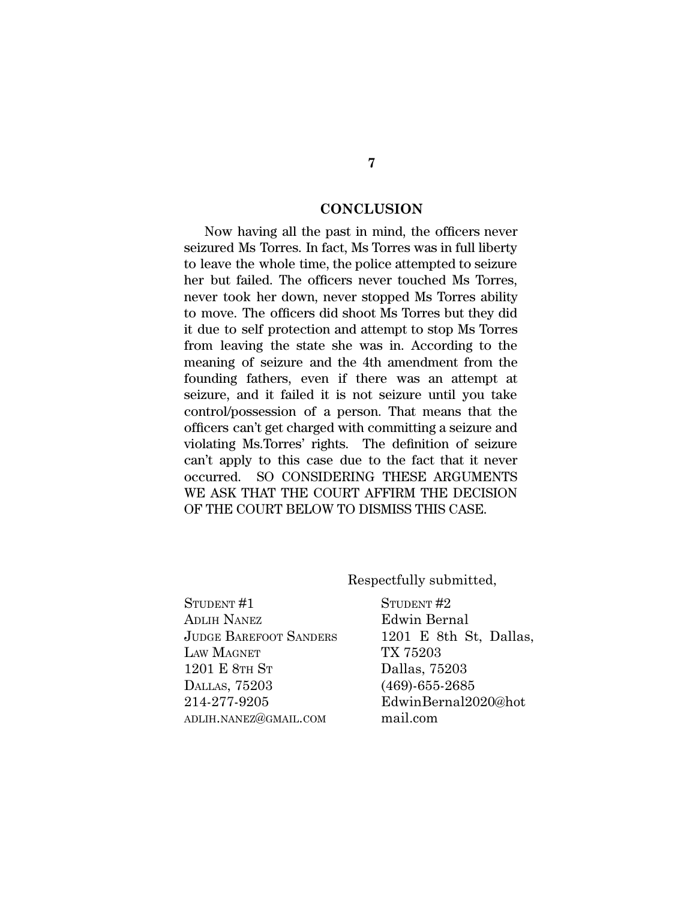## CONCLUSION

Now having all the past in mind, the officers never seizured Ms Torres. In fact, Ms Torres was in full liberty to leave the whole time, the police attempted to seizure her but failed. The officers never touched Ms Torres, never took her down, never stopped Ms Torres ability to move. The officers did shoot Ms Torres but they did it due to self protection and attempt to stop Ms Torres from leaving the state she was in. According to the meaning of seizure and the 4th amendment from the founding fathers, even if there was an attempt at seizure, and it failed it is not seizure until you take control/possession of a person. That means that the officers can't get charged with committing a seizure and violating Ms.Torres' rights. The definition of seizure can't apply to this case due to the fact that it never occurred. SO CONSIDERING THESE ARGUMENTS WE ASK THAT THE COURT AFFIRM THE DECISION OF THE COURT BELOW TO DISMISS THIS CASE.

Respectfully submitted,

STUDENT #1
ADLIH NANEZ
JUDGE BAREFOOT SANDERS LAW MAGNET
1201 E 8TH ST
DALLAS, 75203
214-277-9205
ADLIH.NANEZ@GMAIL.COM

STUDENT #2
Edwin Bernal
1201 E 8th St, Dallas, TX 75203
Dallas, 75203
(469)-655-2685
EdwinBernal2020@hotmail.com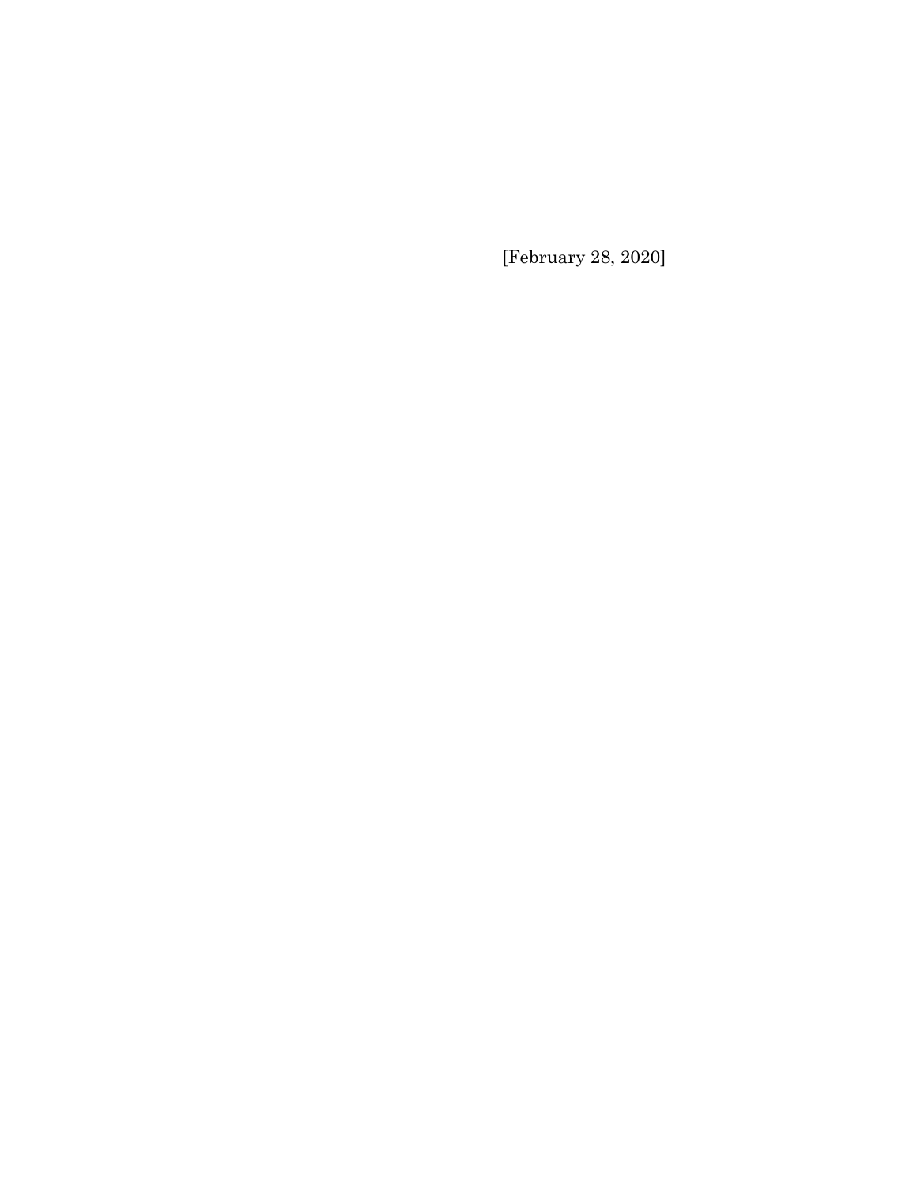[February 28, 2020]